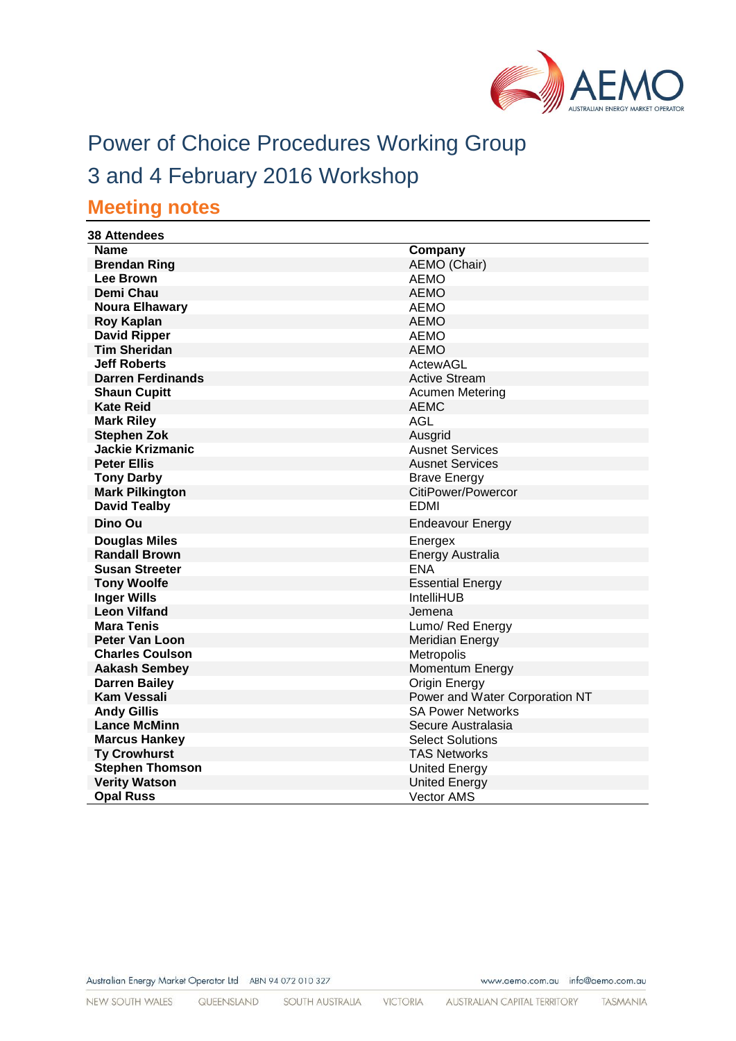# Power of Choice Procedures Working Group

# 3 and 4 February 2016 Workshop

## Meeting notes

**38 Attendees**

| Name | Company |
|---|---|
| **Brendan Ring** | AEMO (Chair) |
| **Lee Brown** | AEMO |
| **Demi Chau** | AEMO |
| **Noura Elhawary** | AEMO |
| **Roy Kaplan** | AEMO |
| **David Ripper** | AEMO |
| **Tim Sheridan** | AEMO |
| **Jeff Roberts** | ActewAGL |
| **Darren Ferdinands** | Active Stream |
| **Shaun Cupitt** | Acumen Metering |
| **Kate Reid** | AEMC |
| **Mark Riley** | AGL |
| **Stephen Zok** | Ausgrid |
| **Jackie Krizmanic** | Ausnet Services |
| **Peter Ellis** | Ausnet Services |
| **Tony Darby** | Brave Energy |
| **Mark Pilkington** | CitiPower/Powercor |
| **David Tealby** | EDMI |
| **Dino Ou** | Endeavour Energy |
| **Douglas Miles** | Energex |
| **Randall Brown** | Energy Australia |
| **Susan Streeter** | ENA |
| **Tony Woolfe** | Essential Energy |
| **Inger Wills** | IntelliHUB |
| **Leon Vilfand** | Jemena |
| **Mara Tenis** | Lumo/ Red Energy |
| **Peter Van Loon** | Meridian Energy |
| **Charles Coulson** | Metropolis |
| **Aakash Sembey** | Momentum Energy |
| **Darren Bailey** | Origin Energy |
| **Kam Vessali** | Power and Water Corporation NT |
| **Andy Gillis** | SA Power Networks |
| **Lance McMinn** | Secure Australasia |
| **Marcus Hankey** | Select Solutions |
| **Ty Crowhurst** | TAS Networks |
| **Stephen Thomson** | United Energy |
| **Verity Watson** | United Energy |
| **Opal Russ** | Vector AMS |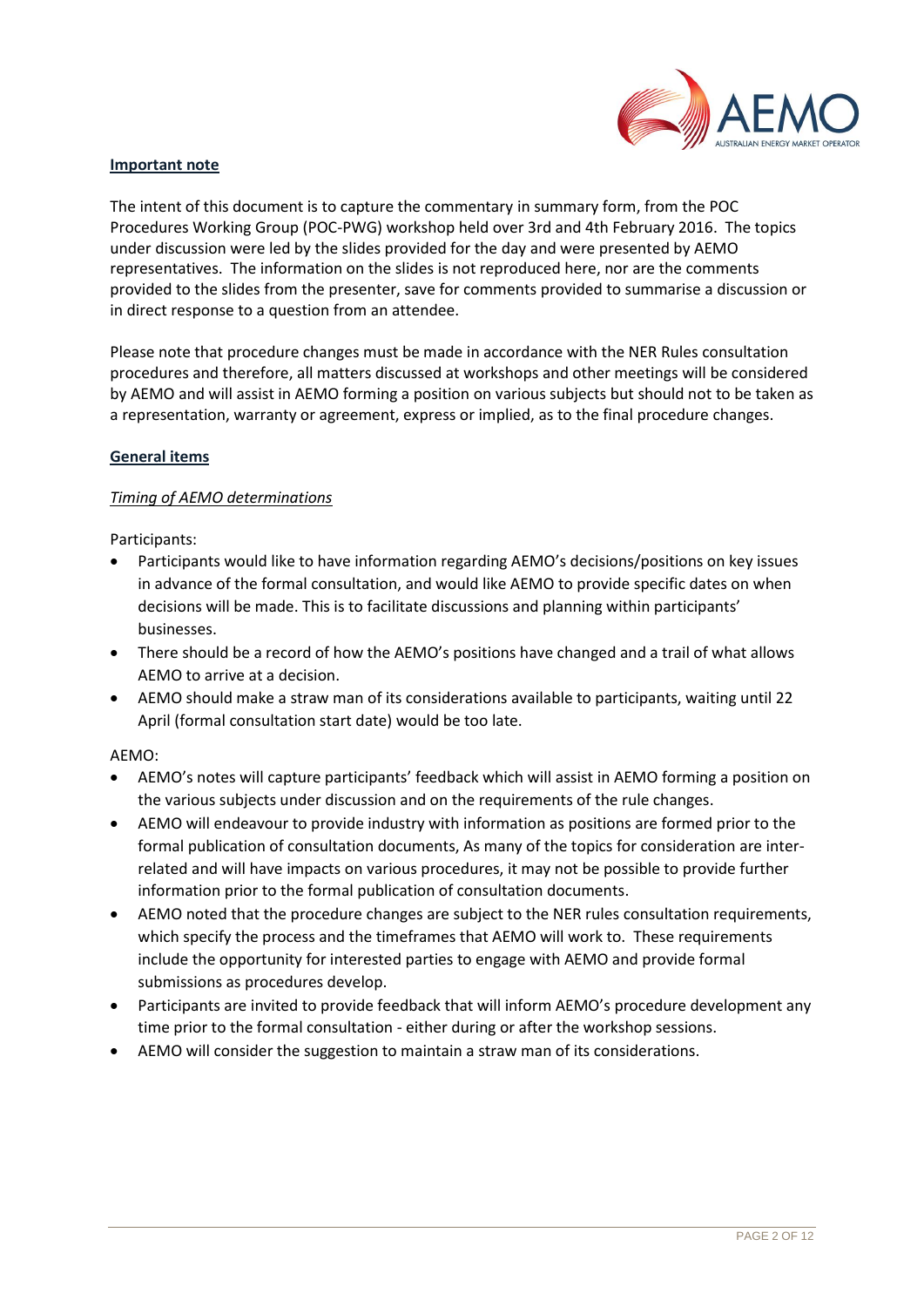**Important note**

The intent of this document is to capture the commentary in summary form, from the POC Procedures Working Group (POC-PWG) workshop held over 3rd and 4th February 2016. The topics under discussion were led by the slides provided for the day and were presented by AEMO representatives. The information on the slides is not reproduced here, nor are the comments provided to the slides from the presenter, save for comments provided to summarise a discussion or in direct response to a question from an attendee.

Please note that procedure changes must be made in accordance with the NER Rules consultation procedures and therefore, all matters discussed at workshops and other meetings will be considered by AEMO and will assist in AEMO forming a position on various subjects but should not to be taken as a representation, warranty or agreement, express or implied, as to the final procedure changes.

**General items**

*Timing of AEMO determinations*

Participants:

- Participants would like to have information regarding AEMO's decisions/positions on key issues in advance of the formal consultation, and would like AEMO to provide specific dates on when decisions will be made. This is to facilitate discussions and planning within participants' businesses.
- There should be a record of how the AEMO's positions have changed and a trail of what allows AEMO to arrive at a decision.
- AEMO should make a straw man of its considerations available to participants, waiting until 22 April (formal consultation start date) would be too late.

AEMO:

- AEMO's notes will capture participants' feedback which will assist in AEMO forming a position on the various subjects under discussion and on the requirements of the rule changes.
- AEMO will endeavour to provide industry with information as positions are formed prior to the formal publication of consultation documents, As many of the topics for consideration are inter-related and will have impacts on various procedures, it may not be possible to provide further information prior to the formal publication of consultation documents.
- AEMO noted that the procedure changes are subject to the NER rules consultation requirements, which specify the process and the timeframes that AEMO will work to. These requirements include the opportunity for interested parties to engage with AEMO and provide formal submissions as procedures develop.
- Participants are invited to provide feedback that will inform AEMO's procedure development any time prior to the formal consultation - either during or after the workshop sessions.
- AEMO will consider the suggestion to maintain a straw man of its considerations.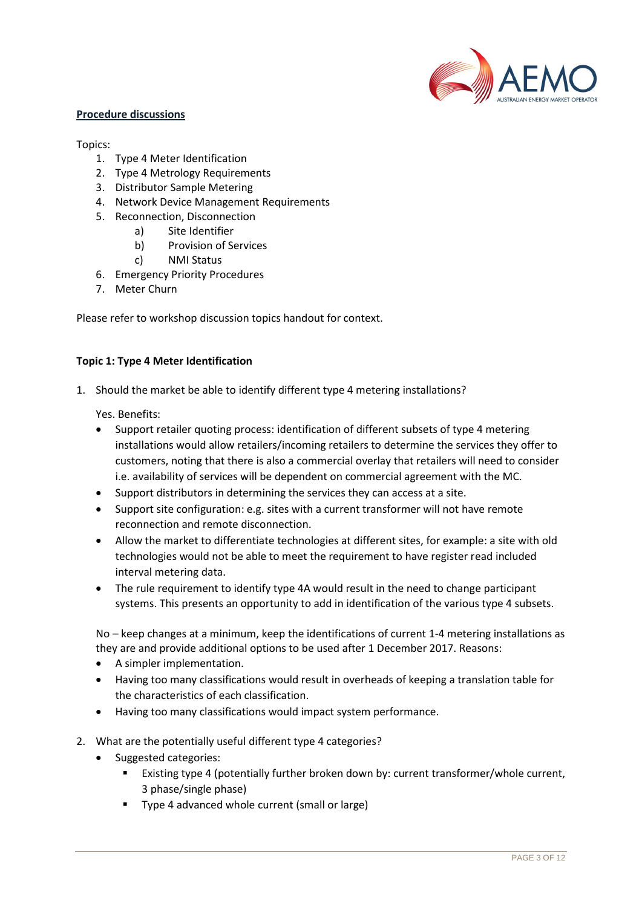**Procedure discussions**

Topics:

1. Type 4 Meter Identification
2. Type 4 Metrology Requirements
3. Distributor Sample Metering
4. Network Device Management Requirements
5. Reconnection, Disconnection
    a) Site Identifier
    b) Provision of Services
    c) NMI Status
6. Emergency Priority Procedures
7. Meter Churn

Please refer to workshop discussion topics handout for context.

**Topic 1: Type 4 Meter Identification**

1. Should the market be able to identify different type 4 metering installations?

   Yes. Benefits:

   - Support retailer quoting process: identification of different subsets of type 4 metering installations would allow retailers/incoming retailers to determine the services they offer to customers, noting that there is also a commercial overlay that retailers will need to consider i.e. availability of services will be dependent on commercial agreement with the MC.
   - Support distributors in determining the services they can access at a site.
   - Support site configuration: e.g. sites with a current transformer will not have remote reconnection and remote disconnection.
   - Allow the market to differentiate technologies at different sites, for example: a site with old technologies would not be able to meet the requirement to have register read included interval metering data.
   - The rule requirement to identify type 4A would result in the need to change participant systems. This presents an opportunity to add in identification of the various type 4 subsets.

   No – keep changes at a minimum, keep the identifications of current 1-4 metering installations as they are and provide additional options to be used after 1 December 2017. Reasons:

   - A simpler implementation.
   - Having too many classifications would result in overheads of keeping a translation table for the characteristics of each classification.
   - Having too many classifications would impact system performance.

2. What are the potentially useful different type 4 categories?
   - Suggested categories:
     - Existing type 4 (potentially further broken down by: current transformer/whole current, 3 phase/single phase)
     - Type 4 advanced whole current (small or large)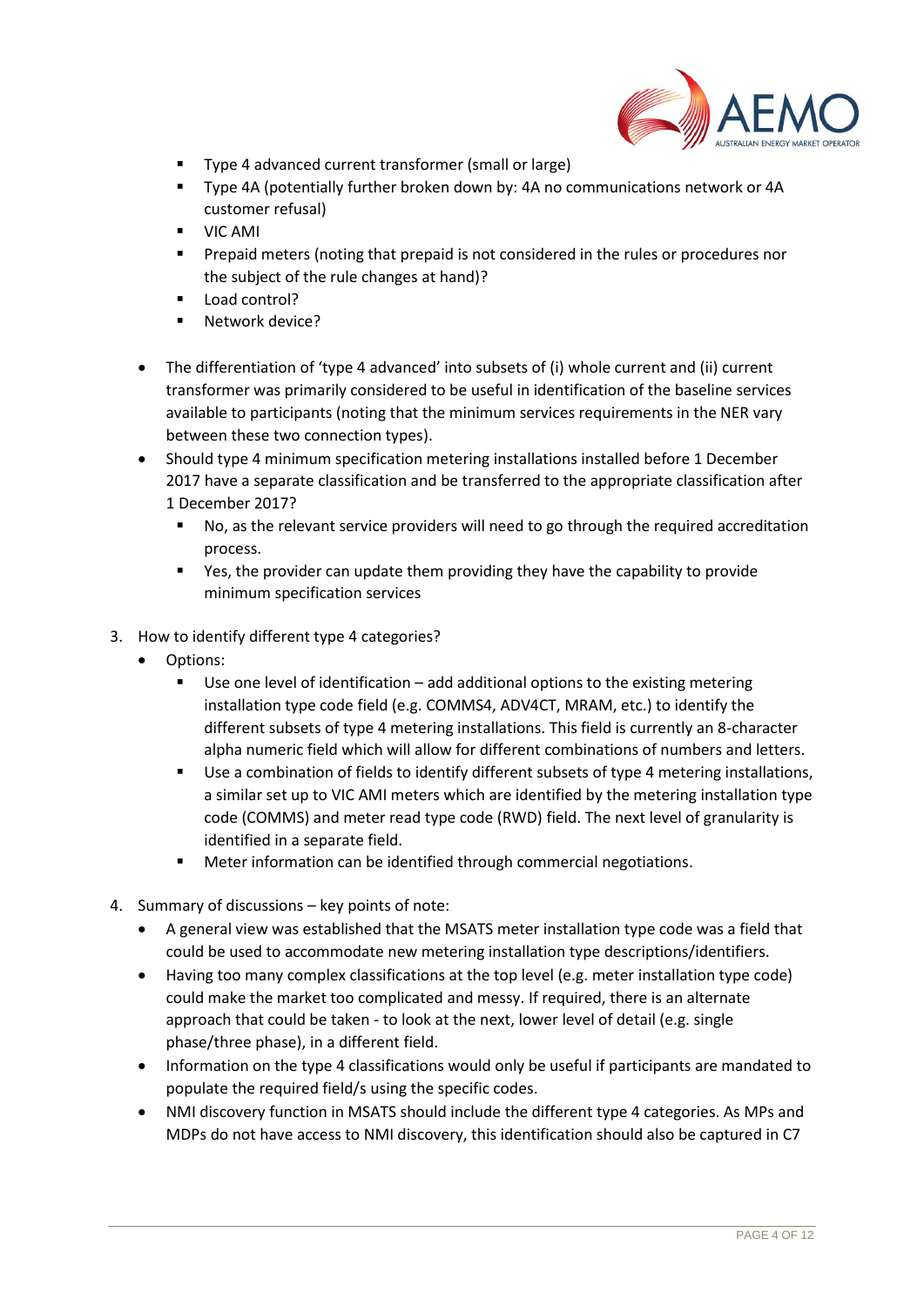- Type 4 advanced current transformer (small or large)
    - Type 4A (potentially further broken down by: 4A no communications network or 4A customer refusal)
    - VIC AMI
    - Prepaid meters (noting that prepaid is not considered in the rules or procedures nor the subject of the rule changes at hand)?
    - Load control?
    - Network device?

- The differentiation of 'type 4 advanced' into subsets of (i) whole current and (ii) current transformer was primarily considered to be useful in identification of the baseline services available to participants (noting that the minimum services requirements in the NER vary between these two connection types).
- Should type 4 minimum specification metering installations installed before 1 December 2017 have a separate classification and be transferred to the appropriate classification after 1 December 2017?
    - No, as the relevant service providers will need to go through the required accreditation process.
    - Yes, the provider can update them providing they have the capability to provide minimum specification services

3. How to identify different type 4 categories?
    - Options:
        - Use one level of identification – add additional options to the existing metering installation type code field (e.g. COMMS4, ADV4CT, MRAM, etc.) to identify the different subsets of type 4 metering installations. This field is currently an 8-character alpha numeric field which will allow for different combinations of numbers and letters.
        - Use a combination of fields to identify different subsets of type 4 metering installations, a similar set up to VIC AMI meters which are identified by the metering installation type code (COMMS) and meter read type code (RWD) field. The next level of granularity is identified in a separate field.
        - Meter information can be identified through commercial negotiations.

4. Summary of discussions – key points of note:
    - A general view was established that the MSATS meter installation type code was a field that could be used to accommodate new metering installation type descriptions/identifiers.
    - Having too many complex classifications at the top level (e.g. meter installation type code) could make the market too complicated and messy. If required, there is an alternate approach that could be taken - to look at the next, lower level of detail (e.g. single phase/three phase), in a different field.
    - Information on the type 4 classifications would only be useful if participants are mandated to populate the required field/s using the specific codes.
    - NMI discovery function in MSATS should include the different type 4 categories. As MPs and MDPs do not have access to NMI discovery, this identification should also be captured in C7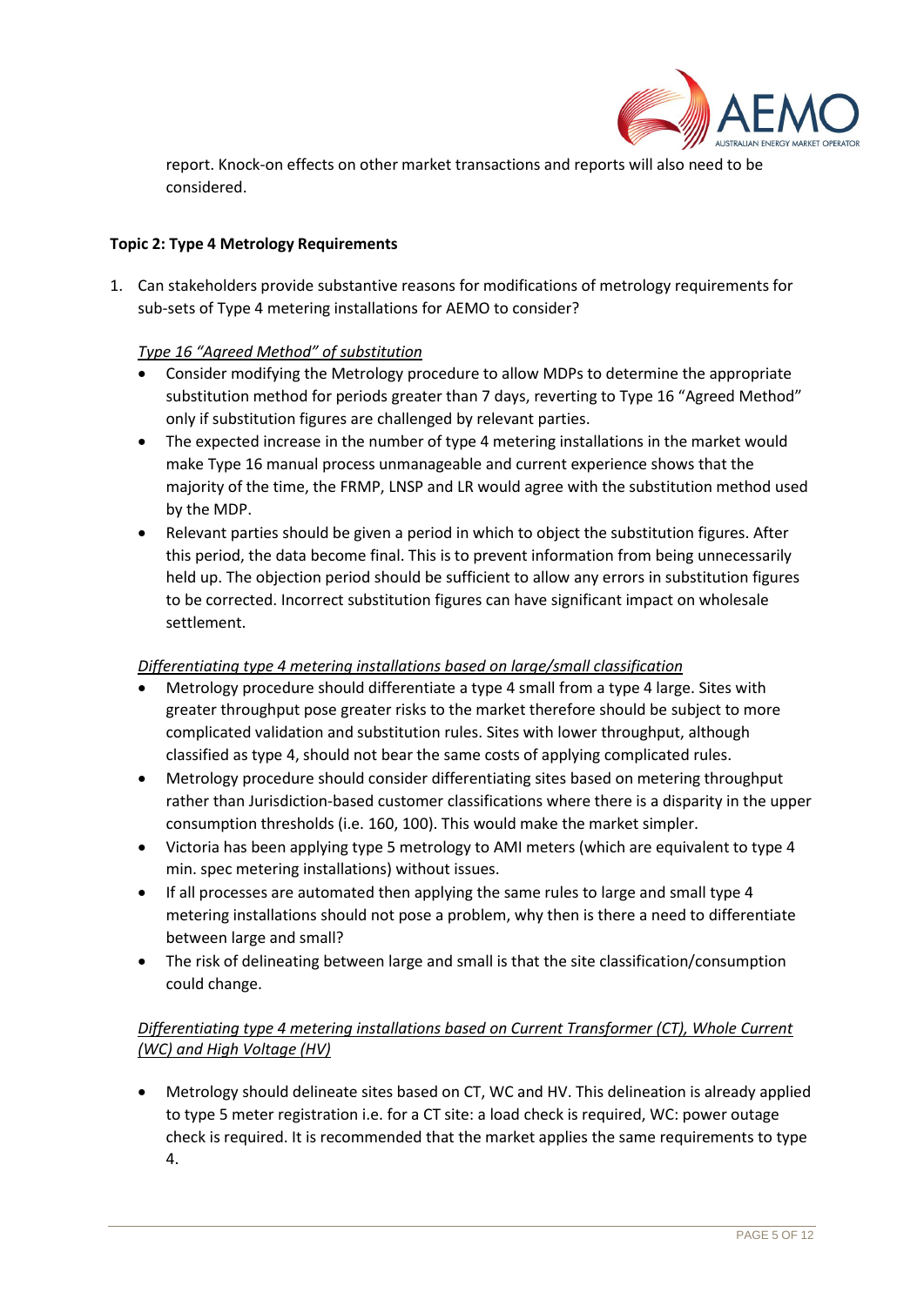report. Knock-on effects on other market transactions and reports will also need to be considered.

**Topic 2: Type 4 Metrology Requirements**

1. Can stakeholders provide substantive reasons for modifications of metrology requirements for sub-sets of Type 4 metering installations for AEMO to consider?

   _Type 16 "Agreed Method" of substitution_

   - Consider modifying the Metrology procedure to allow MDPs to determine the appropriate substitution method for periods greater than 7 days, reverting to Type 16 "Agreed Method" only if substitution figures are challenged by relevant parties.
   - The expected increase in the number of type 4 metering installations in the market would make Type 16 manual process unmanageable and current experience shows that the majority of the time, the FRMP, LNSP and LR would agree with the substitution method used by the MDP.
   - Relevant parties should be given a period in which to object the substitution figures. After this period, the data become final. This is to prevent information from being unnecessarily held up. The objection period should be sufficient to allow any errors in substitution figures to be corrected. Incorrect substitution figures can have significant impact on wholesale settlement.

   _Differentiating type 4 metering installations based on large/small classification_

   - Metrology procedure should differentiate a type 4 small from a type 4 large. Sites with greater throughput pose greater risks to the market therefore should be subject to more complicated validation and substitution rules. Sites with lower throughput, although classified as type 4, should not bear the same costs of applying complicated rules.
   - Metrology procedure should consider differentiating sites based on metering throughput rather than Jurisdiction-based customer classifications where there is a disparity in the upper consumption thresholds (i.e. 160, 100). This would make the market simpler.
   - Victoria has been applying type 5 metrology to AMI meters (which are equivalent to type 4 min. spec metering installations) without issues.
   - If all processes are automated then applying the same rules to large and small type 4 metering installations should not pose a problem, why then is there a need to differentiate between large and small?
   - The risk of delineating between large and small is that the site classification/consumption could change.

   _Differentiating type 4 metering installations based on Current Transformer (CT), Whole Current (WC) and High Voltage (HV)_

   - Metrology should delineate sites based on CT, WC and HV. This delineation is already applied to type 5 meter registration i.e. for a CT site: a load check is required, WC: power outage check is required. It is recommended that the market applies the same requirements to type 4.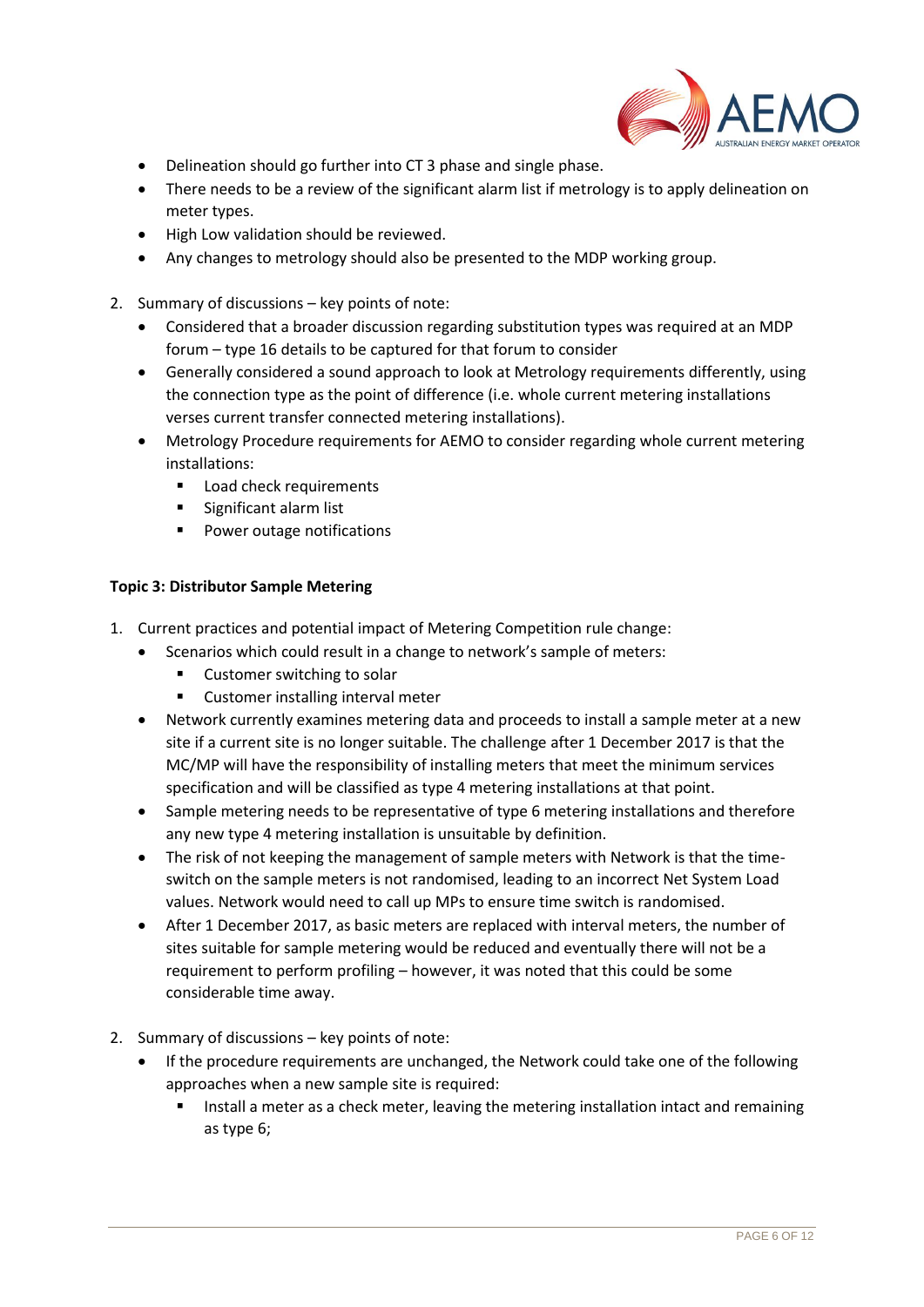- Delineation should go further into CT 3 phase and single phase.
- There needs to be a review of the significant alarm list if metrology is to apply delineation on meter types.
- High Low validation should be reviewed.
- Any changes to metrology should also be presented to the MDP working group.

2. Summary of discussions – key points of note:
   - Considered that a broader discussion regarding substitution types was required at an MDP forum – type 16 details to be captured for that forum to consider
   - Generally considered a sound approach to look at Metrology requirements differently, using the connection type as the point of difference (i.e. whole current metering installations verses current transfer connected metering installations).
   - Metrology Procedure requirements for AEMO to consider regarding whole current metering installations:
     - Load check requirements
     - Significant alarm list
     - Power outage notifications

**Topic 3: Distributor Sample Metering**

1. Current practices and potential impact of Metering Competition rule change:
   - Scenarios which could result in a change to network's sample of meters:
     - Customer switching to solar
     - Customer installing interval meter
   - Network currently examines metering data and proceeds to install a sample meter at a new site if a current site is no longer suitable. The challenge after 1 December 2017 is that the MC/MP will have the responsibility of installing meters that meet the minimum services specification and will be classified as type 4 metering installations at that point.
   - Sample metering needs to be representative of type 6 metering installations and therefore any new type 4 metering installation is unsuitable by definition.
   - The risk of not keeping the management of sample meters with Network is that the time-switch on the sample meters is not randomised, leading to an incorrect Net System Load values. Network would need to call up MPs to ensure time switch is randomised.
   - After 1 December 2017, as basic meters are replaced with interval meters, the number of sites suitable for sample metering would be reduced and eventually there will not be a requirement to perform profiling – however, it was noted that this could be some considerable time away.

2. Summary of discussions – key points of note:
   - If the procedure requirements are unchanged, the Network could take one of the following approaches when a new sample site is required:
     - Install a meter as a check meter, leaving the metering installation intact and remaining as type 6;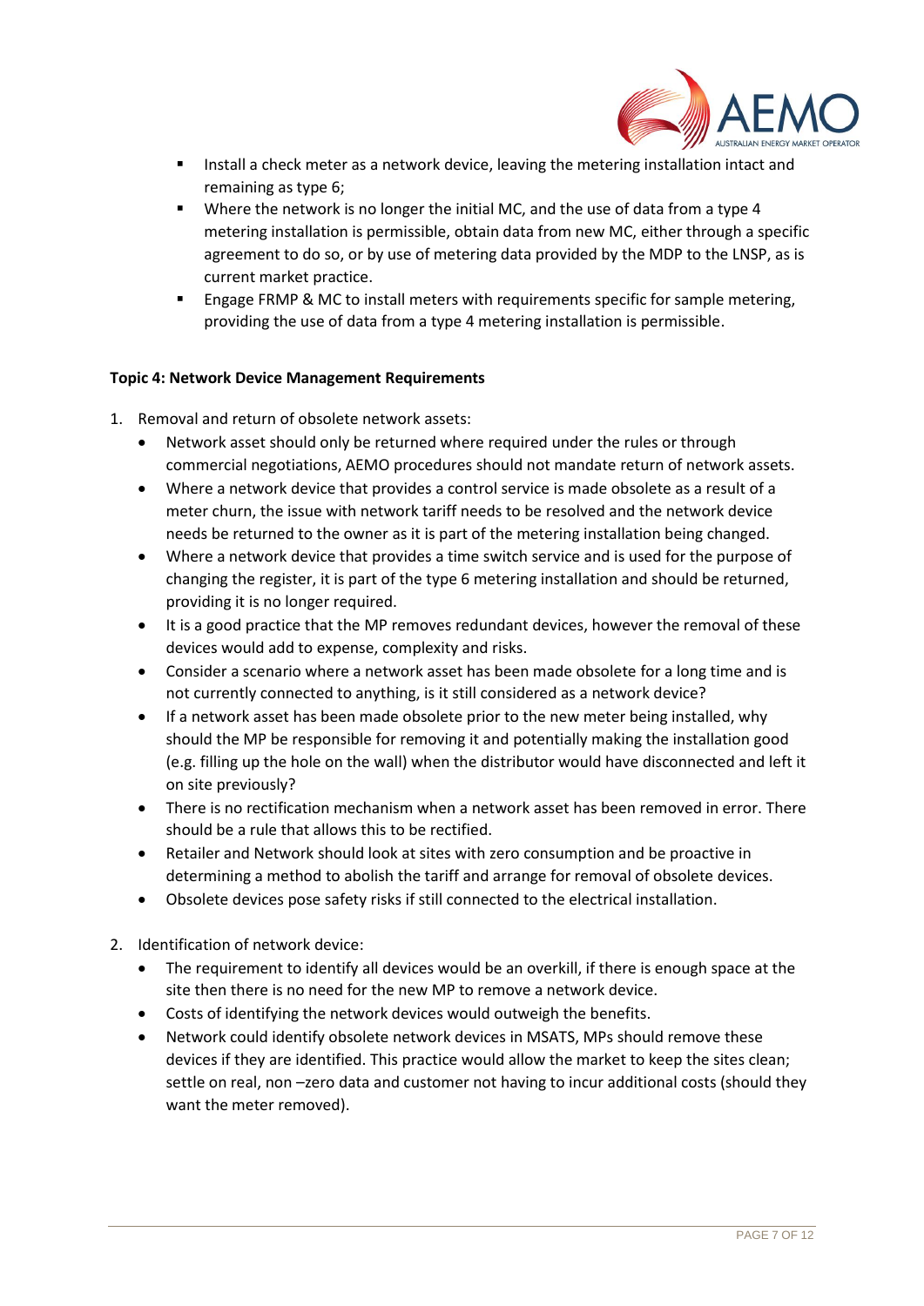- Install a check meter as a network device, leaving the metering installation intact and remaining as type 6;
- Where the network is no longer the initial MC, and the use of data from a type 4 metering installation is permissible, obtain data from new MC, either through a specific agreement to do so, or by use of metering data provided by the MDP to the LNSP, as is current market practice.
- Engage FRMP & MC to install meters with requirements specific for sample metering, providing the use of data from a type 4 metering installation is permissible.

**Topic 4: Network Device Management Requirements**

1. Removal and return of obsolete network assets:
   - Network asset should only be returned where required under the rules or through commercial negotiations, AEMO procedures should not mandate return of network assets.
   - Where a network device that provides a control service is made obsolete as a result of a meter churn, the issue with network tariff needs to be resolved and the network device needs be returned to the owner as it is part of the metering installation being changed.
   - Where a network device that provides a time switch service and is used for the purpose of changing the register, it is part of the type 6 metering installation and should be returned, providing it is no longer required.
   - It is a good practice that the MP removes redundant devices, however the removal of these devices would add to expense, complexity and risks.
   - Consider a scenario where a network asset has been made obsolete for a long time and is not currently connected to anything, is it still considered as a network device?
   - If a network asset has been made obsolete prior to the new meter being installed, why should the MP be responsible for removing it and potentially making the installation good (e.g. filling up the hole on the wall) when the distributor would have disconnected and left it on site previously?
   - There is no rectification mechanism when a network asset has been removed in error. There should be a rule that allows this to be rectified.
   - Retailer and Network should look at sites with zero consumption and be proactive in determining a method to abolish the tariff and arrange for removal of obsolete devices.
   - Obsolete devices pose safety risks if still connected to the electrical installation.

2. Identification of network device:
   - The requirement to identify all devices would be an overkill, if there is enough space at the site then there is no need for the new MP to remove a network device.
   - Costs of identifying the network devices would outweigh the benefits.
   - Network could identify obsolete network devices in MSATS, MPs should remove these devices if they are identified. This practice would allow the market to keep the sites clean; settle on real, non –zero data and customer not having to incur additional costs (should they want the meter removed).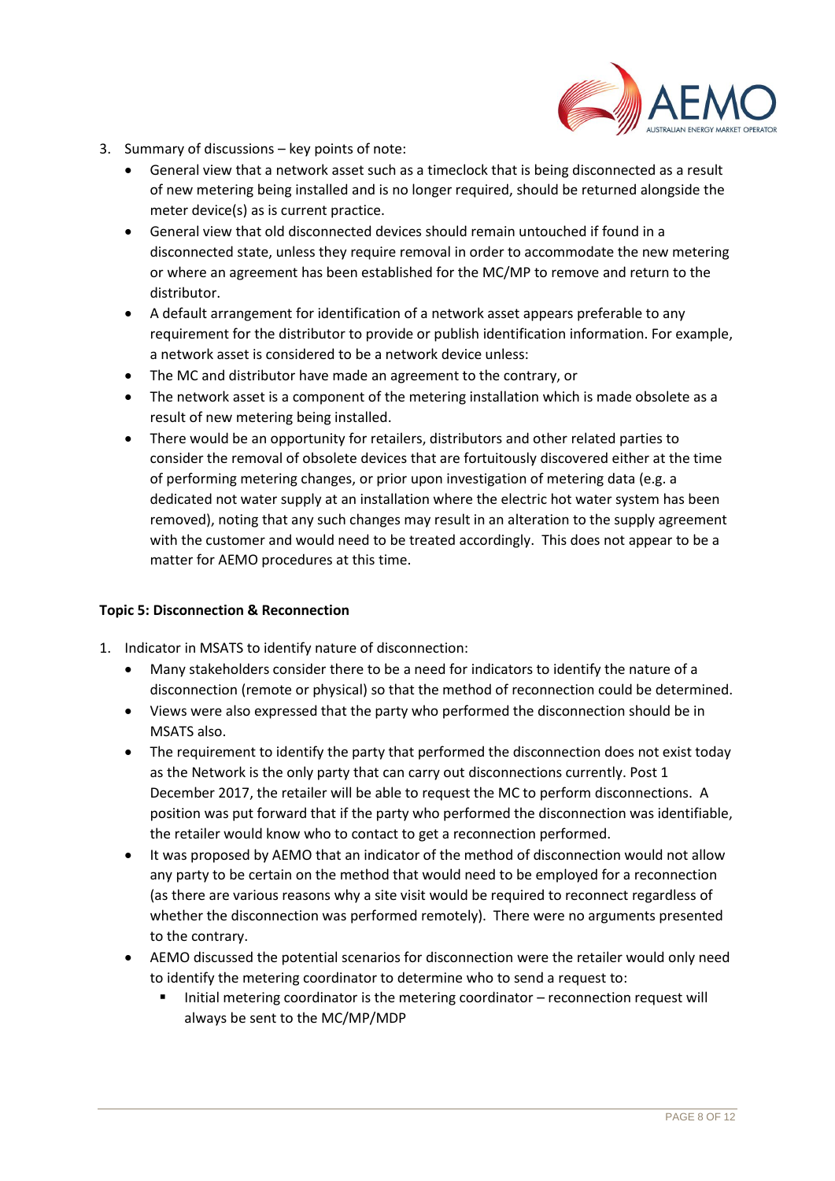3. Summary of discussions – key points of note:
    - General view that a network asset such as a timeclock that is being disconnected as a result of new metering being installed and is no longer required, should be returned alongside the meter device(s) as is current practice.
    - General view that old disconnected devices should remain untouched if found in a disconnected state, unless they require removal in order to accommodate the new metering or where an agreement has been established for the MC/MP to remove and return to the distributor.
    - A default arrangement for identification of a network asset appears preferable to any requirement for the distributor to provide or publish identification information. For example, a network asset is considered to be a network device unless:
    - The MC and distributor have made an agreement to the contrary, or
    - The network asset is a component of the metering installation which is made obsolete as a result of new metering being installed.
    - There would be an opportunity for retailers, distributors and other related parties to consider the removal of obsolete devices that are fortuitously discovered either at the time of performing metering changes, or prior upon investigation of metering data (e.g. a dedicated not water supply at an installation where the electric hot water system has been removed), noting that any such changes may result in an alteration to the supply agreement with the customer and would need to be treated accordingly. This does not appear to be a matter for AEMO procedures at this time.

**Topic 5: Disconnection & Reconnection**

1. Indicator in MSATS to identify nature of disconnection:
    - Many stakeholders consider there to be a need for indicators to identify the nature of a disconnection (remote or physical) so that the method of reconnection could be determined.
    - Views were also expressed that the party who performed the disconnection should be in MSATS also.
    - The requirement to identify the party that performed the disconnection does not exist today as the Network is the only party that can carry out disconnections currently. Post 1 December 2017, the retailer will be able to request the MC to perform disconnections. A position was put forward that if the party who performed the disconnection was identifiable, the retailer would know who to contact to get a reconnection performed.
    - It was proposed by AEMO that an indicator of the method of disconnection would not allow any party to be certain on the method that would need to be employed for a reconnection (as there are various reasons why a site visit would be required to reconnect regardless of whether the disconnection was performed remotely). There were no arguments presented to the contrary.
    - AEMO discussed the potential scenarios for disconnection were the retailer would only need to identify the metering coordinator to determine who to send a request to:
        - Initial metering coordinator is the metering coordinator – reconnection request will always be sent to the MC/MP/MDP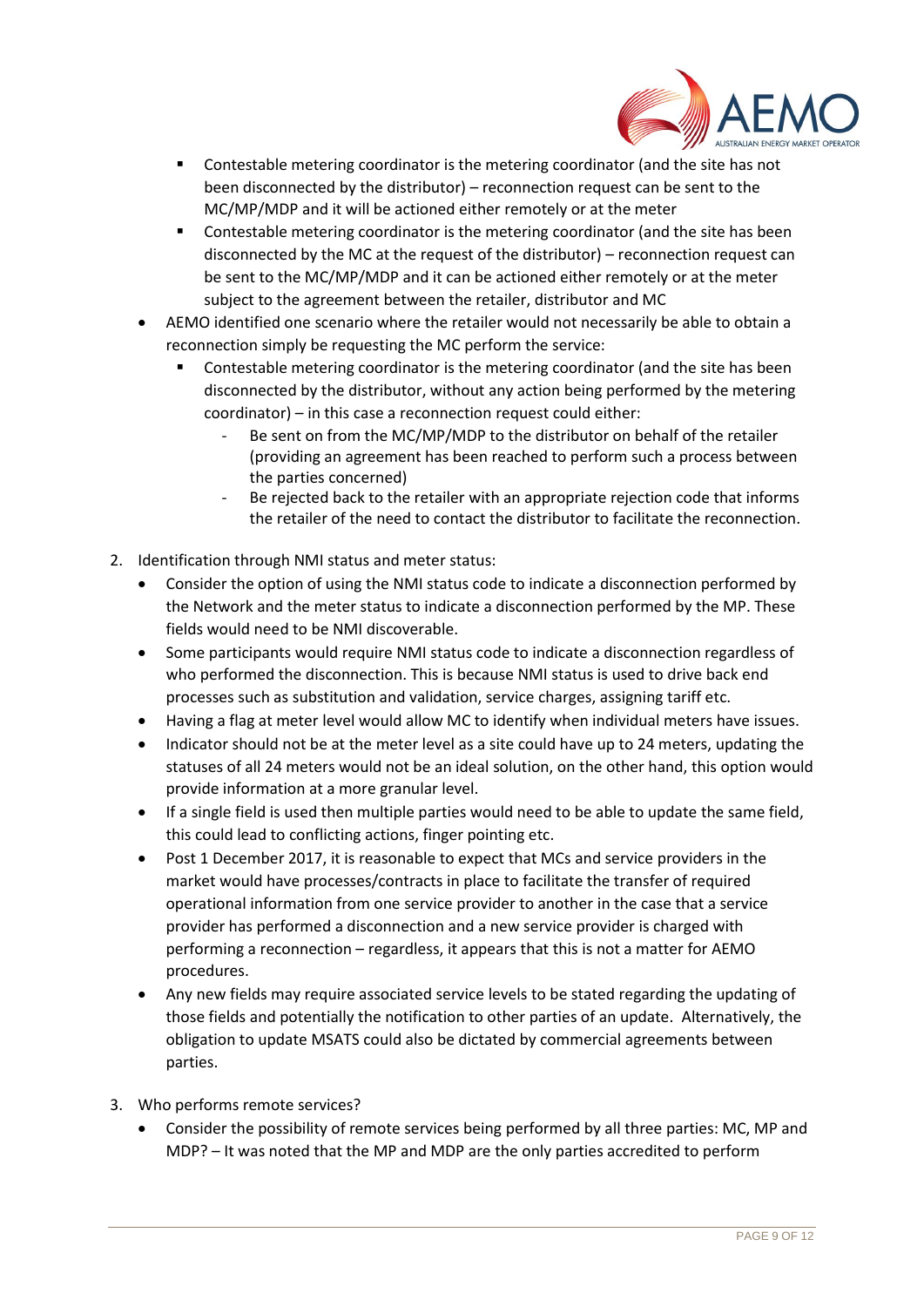- Contestable metering coordinator is the metering coordinator (and the site has not been disconnected by the distributor) – reconnection request can be sent to the MC/MP/MDP and it will be actioned either remotely or at the meter
    - Contestable metering coordinator is the metering coordinator (and the site has been disconnected by the MC at the request of the distributor) – reconnection request can be sent to the MC/MP/MDP and it can be actioned either remotely or at the meter subject to the agreement between the retailer, distributor and MC
  - AEMO identified one scenario where the retailer would not necessarily be able to obtain a reconnection simply be requesting the MC perform the service:
    - Contestable metering coordinator is the metering coordinator (and the site has been disconnected by the distributor, without any action being performed by the metering coordinator) – in this case a reconnection request could either:
      - Be sent on from the MC/MP/MDP to the distributor on behalf of the retailer (providing an agreement has been reached to perform such a process between the parties concerned)
      - Be rejected back to the retailer with an appropriate rejection code that informs the retailer of the need to contact the distributor to facilitate the reconnection.

2. Identification through NMI status and meter status:
   - Consider the option of using the NMI status code to indicate a disconnection performed by the Network and the meter status to indicate a disconnection performed by the MP. These fields would need to be NMI discoverable.
   - Some participants would require NMI status code to indicate a disconnection regardless of who performed the disconnection. This is because NMI status is used to drive back end processes such as substitution and validation, service charges, assigning tariff etc.
   - Having a flag at meter level would allow MC to identify when individual meters have issues.
   - Indicator should not be at the meter level as a site could have up to 24 meters, updating the statuses of all 24 meters would not be an ideal solution, on the other hand, this option would provide information at a more granular level.
   - If a single field is used then multiple parties would need to be able to update the same field, this could lead to conflicting actions, finger pointing etc.
   - Post 1 December 2017, it is reasonable to expect that MCs and service providers in the market would have processes/contracts in place to facilitate the transfer of required operational information from one service provider to another in the case that a service provider has performed a disconnection and a new service provider is charged with performing a reconnection – regardless, it appears that this is not a matter for AEMO procedures.
   - Any new fields may require associated service levels to be stated regarding the updating of those fields and potentially the notification to other parties of an update. Alternatively, the obligation to update MSATS could also be dictated by commercial agreements between parties.

3. Who performs remote services?
   - Consider the possibility of remote services being performed by all three parties: MC, MP and MDP? – It was noted that the MP and MDP are the only parties accredited to perform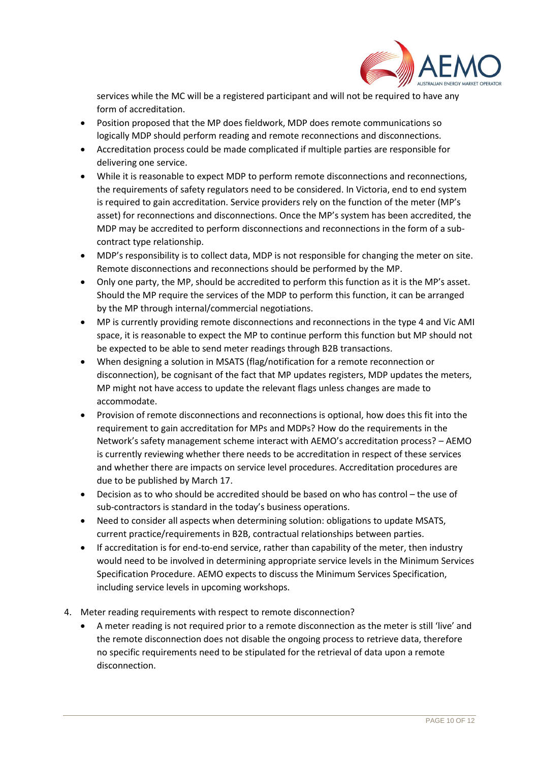services while the MC will be a registered participant and will not be required to have any form of accreditation.

- Position proposed that the MP does fieldwork, MDP does remote communications so logically MDP should perform reading and remote reconnections and disconnections.
- Accreditation process could be made complicated if multiple parties are responsible for delivering one service.
- While it is reasonable to expect MDP to perform remote disconnections and reconnections, the requirements of safety regulators need to be considered. In Victoria, end to end system is required to gain accreditation. Service providers rely on the function of the meter (MP's asset) for reconnections and disconnections. Once the MP's system has been accredited, the MDP may be accredited to perform disconnections and reconnections in the form of a sub-contract type relationship.
- MDP's responsibility is to collect data, MDP is not responsible for changing the meter on site. Remote disconnections and reconnections should be performed by the MP.
- Only one party, the MP, should be accredited to perform this function as it is the MP's asset. Should the MP require the services of the MDP to perform this function, it can be arranged by the MP through internal/commercial negotiations.
- MP is currently providing remote disconnections and reconnections in the type 4 and Vic AMI space, it is reasonable to expect the MP to continue perform this function but MP should not be expected to be able to send meter readings through B2B transactions.
- When designing a solution in MSATS (flag/notification for a remote reconnection or disconnection), be cognisant of the fact that MP updates registers, MDP updates the meters, MP might not have access to update the relevant flags unless changes are made to accommodate.
- Provision of remote disconnections and reconnections is optional, how does this fit into the requirement to gain accreditation for MPs and MDPs? How do the requirements in the Network's safety management scheme interact with AEMO's accreditation process? – AEMO is currently reviewing whether there needs to be accreditation in respect of these services and whether there are impacts on service level procedures. Accreditation procedures are due to be published by March 17.
- Decision as to who should be accredited should be based on who has control – the use of sub-contractors is standard in the today's business operations.
- Need to consider all aspects when determining solution: obligations to update MSATS, current practice/requirements in B2B, contractual relationships between parties.
- If accreditation is for end-to-end service, rather than capability of the meter, then industry would need to be involved in determining appropriate service levels in the Minimum Services Specification Procedure. AEMO expects to discuss the Minimum Services Specification, including service levels in upcoming workshops.

4. Meter reading requirements with respect to remote disconnection?
   - A meter reading is not required prior to a remote disconnection as the meter is still 'live' and the remote disconnection does not disable the ongoing process to retrieve data, therefore no specific requirements need to be stipulated for the retrieval of data upon a remote disconnection.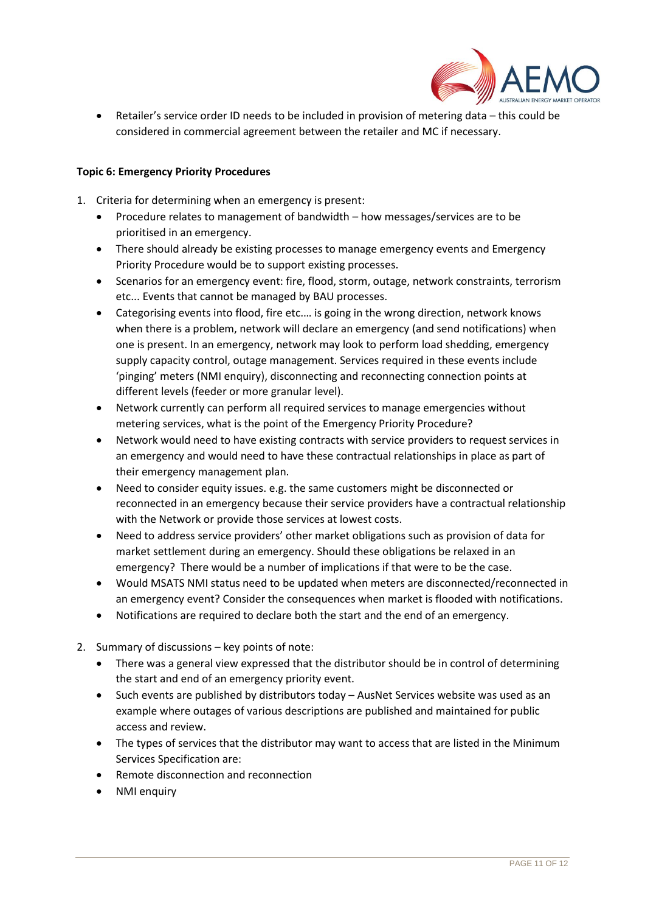- Retailer's service order ID needs to be included in provision of metering data – this could be considered in commercial agreement between the retailer and MC if necessary.

**Topic 6: Emergency Priority Procedures**

1. Criteria for determining when an emergency is present:
   - Procedure relates to management of bandwidth – how messages/services are to be prioritised in an emergency.
   - There should already be existing processes to manage emergency events and Emergency Priority Procedure would be to support existing processes.
   - Scenarios for an emergency event: fire, flood, storm, outage, network constraints, terrorism etc... Events that cannot be managed by BAU processes.
   - Categorising events into flood, fire etc.… is going in the wrong direction, network knows when there is a problem, network will declare an emergency (and send notifications) when one is present. In an emergency, network may look to perform load shedding, emergency supply capacity control, outage management. Services required in these events include 'pinging' meters (NMI enquiry), disconnecting and reconnecting connection points at different levels (feeder or more granular level).
   - Network currently can perform all required services to manage emergencies without metering services, what is the point of the Emergency Priority Procedure?
   - Network would need to have existing contracts with service providers to request services in an emergency and would need to have these contractual relationships in place as part of their emergency management plan.
   - Need to consider equity issues. e.g. the same customers might be disconnected or reconnected in an emergency because their service providers have a contractual relationship with the Network or provide those services at lowest costs.
   - Need to address service providers' other market obligations such as provision of data for market settlement during an emergency. Should these obligations be relaxed in an emergency? There would be a number of implications if that were to be the case.
   - Would MSATS NMI status need to be updated when meters are disconnected/reconnected in an emergency event? Consider the consequences when market is flooded with notifications.
   - Notifications are required to declare both the start and the end of an emergency.

2. Summary of discussions – key points of note:
   - There was a general view expressed that the distributor should be in control of determining the start and end of an emergency priority event.
   - Such events are published by distributors today – AusNet Services website was used as an example where outages of various descriptions are published and maintained for public access and review.
   - The types of services that the distributor may want to access that are listed in the Minimum Services Specification are:
   - Remote disconnection and reconnection
   - NMI enquiry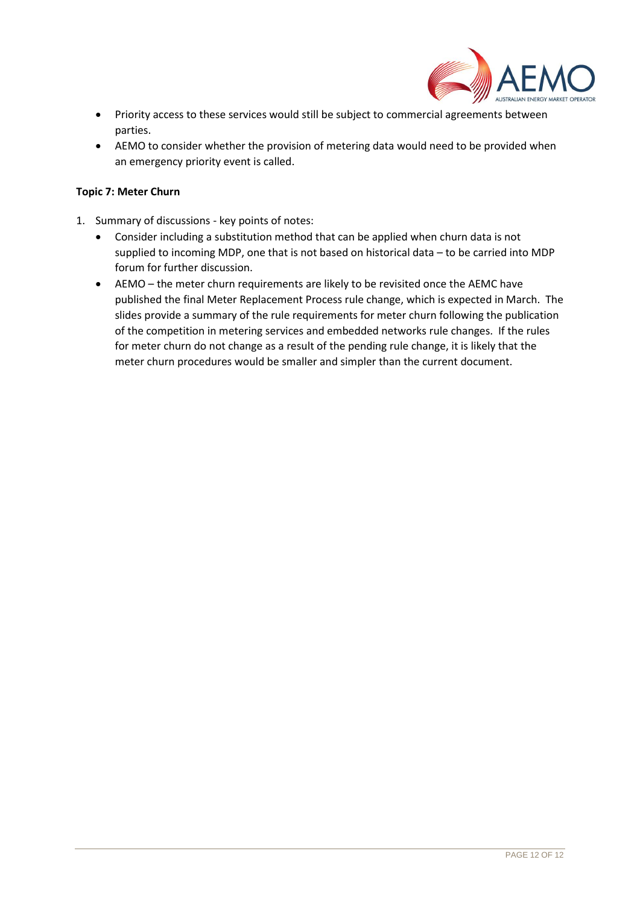- Priority access to these services would still be subject to commercial agreements between parties.
- AEMO to consider whether the provision of metering data would need to be provided when an emergency priority event is called.

**Topic 7: Meter Churn**

1. Summary of discussions - key points of notes:
   - Consider including a substitution method that can be applied when churn data is not supplied to incoming MDP, one that is not based on historical data – to be carried into MDP forum for further discussion.
   - AEMO – the meter churn requirements are likely to be revisited once the AEMC have published the final Meter Replacement Process rule change, which is expected in March. The slides provide a summary of the rule requirements for meter churn following the publication of the competition in metering services and embedded networks rule changes. If the rules for meter churn do not change as a result of the pending rule change, it is likely that the meter churn procedures would be smaller and simpler than the current document.